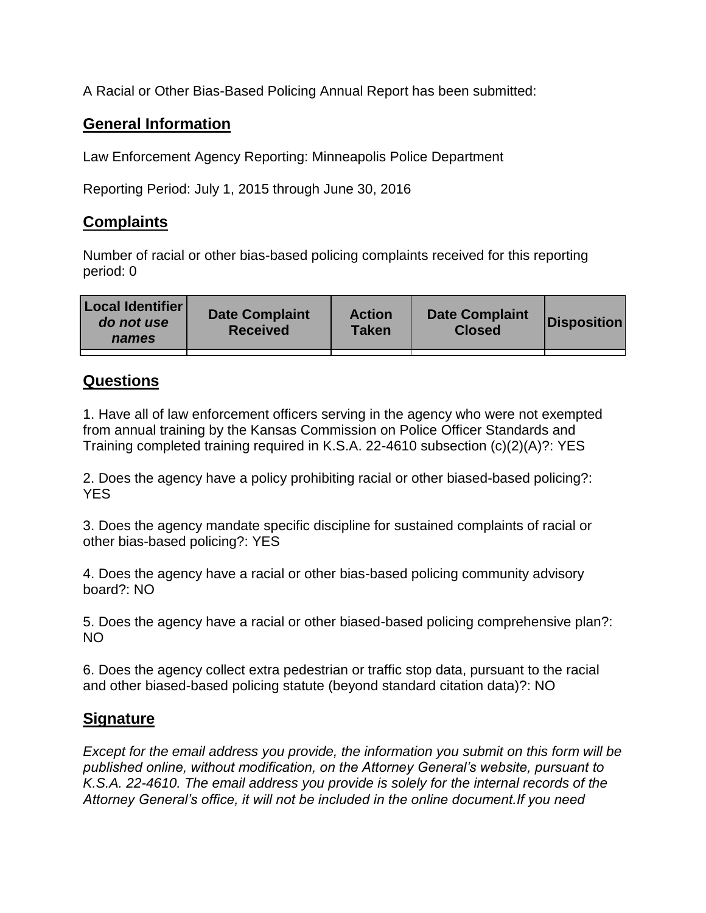A Racial or Other Bias-Based Policing Annual Report has been submitted:

## General Information

Law Enforcement Agency Reporting: Minneapolis Police Department

Reporting Period: July 1, 2015 through June 30, 2016

## Complaints

Number of racial or other bias-based policing complaints received for this reporting period: 0

| Local Identifier *do not use names* | Date Complaint Received | Action Taken | Date Complaint Closed | Disposition |
|---|---|---|---|---|
| | | | | |

## Questions

1. Have all of law enforcement officers serving in the agency who were not exempted from annual training by the Kansas Commission on Police Officer Standards and Training completed training required in K.S.A. 22-4610 subsection (c)(2)(A)?: YES

2. Does the agency have a policy prohibiting racial or other biased-based policing?: YES

3. Does the agency mandate specific discipline for sustained complaints of racial or other bias-based policing?: YES

4. Does the agency have a racial or other bias-based policing community advisory board?: NO

5. Does the agency have a racial or other biased-based policing comprehensive plan?: NO

6. Does the agency collect extra pedestrian or traffic stop data, pursuant to the racial and other biased-based policing statute (beyond standard citation data)?: NO

## Signature

*Except for the email address you provide, the information you submit on this form will be published online, without modification, on the Attorney General's website, pursuant to K.S.A. 22-4610. The email address you provide is solely for the internal records of the Attorney General's office, it will not be included in the online document.If you need*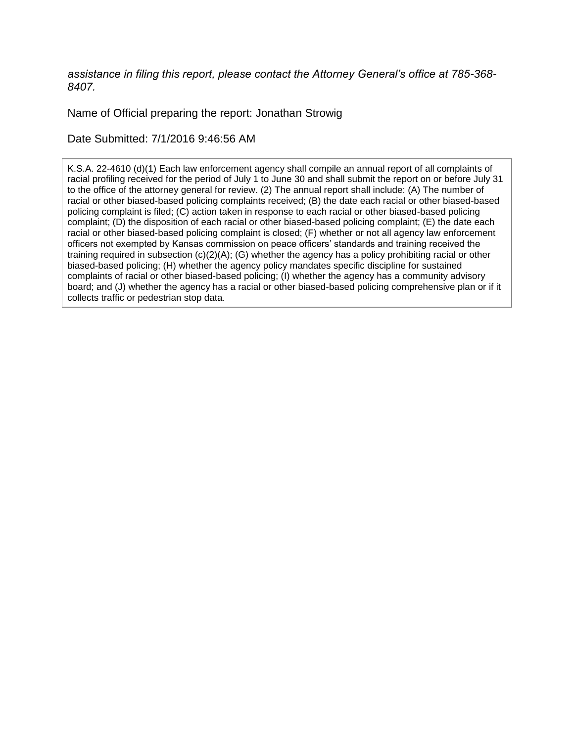*assistance in filing this report, please contact the Attorney General's office at 785-368-8407.*

Name of Official preparing the report: Jonathan Strowig

Date Submitted: 7/1/2016 9:46:56 AM

K.S.A. 22-4610 (d)(1) Each law enforcement agency shall compile an annual report of all complaints of racial profiling received for the period of July 1 to June 30 and shall submit the report on or before July 31 to the office of the attorney general for review. (2) The annual report shall include: (A) The number of racial or other biased-based policing complaints received; (B) the date each racial or other biased-based policing complaint is filed; (C) action taken in response to each racial or other biased-based policing complaint; (D) the disposition of each racial or other biased-based policing complaint; (E) the date each racial or other biased-based policing complaint is closed; (F) whether or not all agency law enforcement officers not exempted by Kansas commission on peace officers' standards and training received the training required in subsection (c)(2)(A); (G) whether the agency has a policy prohibiting racial or other biased-based policing; (H) whether the agency policy mandates specific discipline for sustained complaints of racial or other biased-based policing; (I) whether the agency has a community advisory board; and (J) whether the agency has a racial or other biased-based policing comprehensive plan or if it collects traffic or pedestrian stop data.